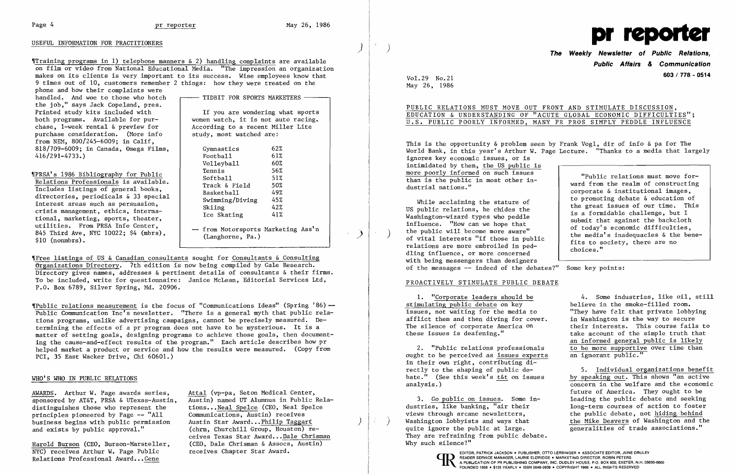## USEFUL INFORMATION FOR PRACTITIONERS

¶Training programs in 1) telephone manners & 2) handling complaints are available on film or video from National Educational Media. "The impression an organization makes on its clients is very important to its success. Wise employees know that 9 times out of 10, customers remember 2 things: how they were treated on the phone and how their complaints were handled. And woe to those who botch the job," says Jack Copeland, pres. Printed study kits included with both programs. Available for purchase, 1-week rental & preview for purchase consideration. (More info from NEM, 800/245-6009; in Calif, 818/709-6009; in Canada, Omega Films, 416/291-4733.)

> **TIDBIT FOR SPORTS MARKETERS**
>
> If you are wondering what sports women watch, it is not auto racing. According to a recent Miller Lite study, most watched are:
>
> | | |
> |---|---|
> | Gymnastics | 62% |
> | Football | 61% |
> | Volleyball | 60% |
> | Tennis | 56% |
> | Softball | 51% |
> | Track & Field | 50% |
> | Basketball | 49% |
> | Swimming/Diving | 45% |
> | Skiing | 42% |
> | Ice Skating | 41% |
>
> -- from Motorsports Marketing Ass'n (Langhorne, Pa.)

¶PRSA's 1986 Bibliography for Public Relations Professionals is available. Includes listings of general books, directories, periodicals & 33 special interest areas such as persuasion, crisis management, ethics, international, marketing, sports, theater, utilities. From PRSA Info Center, 845 Third Ave, NYC 10022; $4 (mbrs), $10 (nonmbrs).

¶Free listings of US & Canadian consultants sought for Consultants & Consulting Organizations Directory. 7th edition is now being compiled by Gale Research. Directory gives names, addresses & pertinent details of consultants & their firms. To be included, write for questionnaire: Janice McLean, Editorial Services Ltd, P.O. Box 6789, Silver Spring, Md. 20906.

¶Public relations measurement is the focus of "Communications Ideas" (Spring '86) -- Public Communication Inc's newsletter. "There is a general myth that public relations programs, unlike advertising campaigns, cannot be precisely measured. Determining the effects of a pr program does not have to be mysterious. It is a matter of setting goals, designing programs to achieve those goals, then documenting the cause-and-effect results of the program." Each article describes how pr helped market a product or service and how the results were measured. (Copy from PCI, 35 East Wacker Drive, Chi 60601.)

## WHO'S WHO IN PUBLIC RELATIONS

AWARDS. Arthur W. Page awards series, sponsored by AT&T, PRSA & UTexas-Austin, distinguishes those who represent the principles pioneered by Page -- "All business begins with public permission and exists by public approval."

Harold Burson (CEO, Burson-Marsteller, NYC) receives Arthur W. Page Public Relations Professional Award...Gene Attal (vp-pa, Seton Medical Center, Austin) named UT Alumnus in Public Relations...Neal Spelce (CEO, Neal Spelce Communications, Austin) receives Austin Star Award...Philip Taggart (chrm, Churchill Group, Houston) receives Texas Star Award...Dale Chrisman (CEO, Dale Chrisman & Assocs, Austin) receives Chapter Star Award.

# pr reporter

**The Weekly Newsletter of Public Relations, Public Affairs & Communication**

603 / 778 - 0514

Vol.29 No.21
May 26, 1986

## PUBLIC RELATIONS MUST MOVE OUT FRONT AND STIMULATE DISCUSSION, EDUCATION & UNDERSTANDING OF "ACUTE GLOBAL ECONOMIC DIFFICULTIES"; U.S. PUBLIC POORLY INFORMED, MANY PR PROS SIMPLY PEDDLE INFLUENCE

This is the opportunity & problem seen by Frank Vogl, dir of info & pa for The World Bank, in this year's Arthur W. Page Lecture. "Thanks to a media that largely ignores key economic issues, or is intimidated by them, the US public is more poorly informed on such issues than is the public in most other industrial nations."

> "Public relations must move forward from the realm of constructing corporate & institutional images, to promoting debate & education of the great issues of our time. This is a formidable challenge, but I submit that against the backcloth of today's economic difficulties, the media's inadequacies & the benefits to society, there are no choices."

While acclaiming the stature of US public relations, he chides the Washington-wizard types who peddle influence. "How can we hope that the public will become more aware" of vital interests "if those in public relations are more embroiled in peddling influence, or more concerned with being messengers than designers of the messages -- indeed of the debates?" Some key points:

### PROACTIVELY STIMULATE PUBLIC DEBATE

1. "Corporate leaders should be stimulating public debate on key issues, not waiting for the media to afflict them and then diving for cover. The silence of corporate America on these issues is deafening."

2. "Public relations professionals ought to be perceived as issues experts in their own right, contributing directly to the shaping of public debate." (See this week's t&t on issues analysis.)

3. Go public on issues. Some industries, like banking, "air their views through arcane newsletters, Washington lobbyists and ways that quite ignore the public at large. They are refraining from public debate. Why such silence?"

4. Some industries, like oil, still believe in the smoke-filled room. "They have felt that private lobbying in Washington is the way to secure their interests. This course fails to take account of the simple truth that an informed general public is likely to be more supportive over time than an ignorant public."

5. Individual organizations benefit by speaking out. This shows "an active concern in the welfare and the economic future of America. They ought to be leading the public debate and seeking long-term courses of action to foster the public debate, not hiding behind the Mike Deavers of Washington and the generalities of trade associations."

EDITOR, PATRICK JACKSON • PUBLISHER, OTTO LERBINGER • ASSOCIATE EDITOR, JUNE DRULEY
READER SERVICE MANAGER, LAURIE ELDRIDGE • MARKETING DIRECTOR, ROBIN PETERS
A PUBLICATION OF PR PUBLISHING COMPANY, INC. DUDLEY HOUSE, P.O. BOX 600, EXETER, N.H. 03833-0600
FOUNDED 1958 • $125 YEARLY • ISSN 0048-2609 • COPYRIGHT 1986 • ALL RIGHTS RESERVED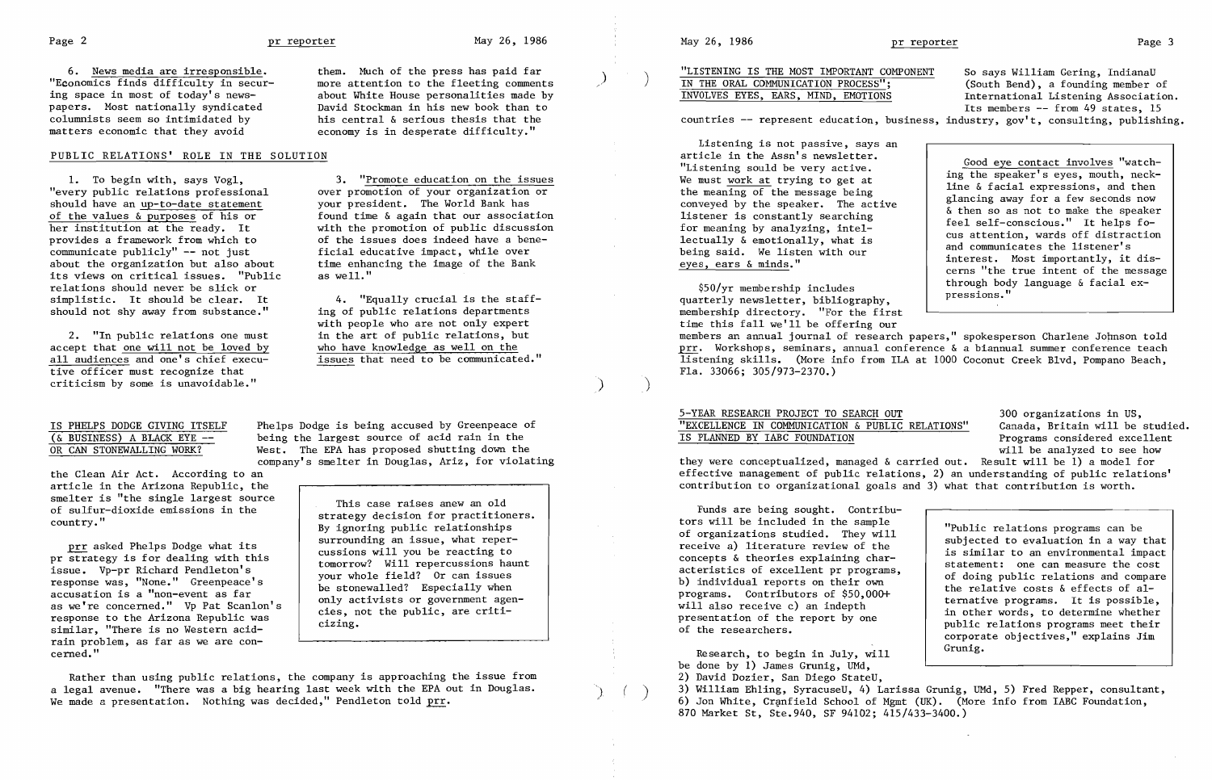6. News media are irresponsible. "Economics finds difficulty in securing space in most of today's newspapers. Most nationally syndicated columnists seem so intimidated by matters economic that they avoid them. Much of the press has paid far more attention to the fleeting comments about White House personalities made by David Stockman in his new book than to his central & serious thesis that the economy is in desperate difficulty."

## PUBLIC RELATIONS' ROLE IN THE SOLUTION

1. To begin with, says Vogl, "every public relations professional should have an up-to-date statement of the values & purposes of his or her institution at the ready. It provides a framework from which to communicate publicly" -- not just about the organization but also about its views on critical issues. "Public relations should never be slick or simplistic. It should be clear. It should not shy away from substance."

2. "In public relations one must accept that one will not be loved by all audiences and one's chief executive officer must recognize that criticism by some is unavoidable."

3. "Promote education on the issues over promotion of your organization or your president. The World Bank has found time & again that our association with the promotion of public discussion of the issues does indeed have a beneficial educative impact, while over time enhancing the image of the Bank as well."

4. "Equally crucial is the staffing of public relations departments with people who are not only expert in the art of public relations, but who have knowledge as well on the issues that need to be communicated."

## IS PHELPS DODGE GIVING ITSELF (& BUSINESS) A BLACK EYE -- OR CAN STONEWALLING WORK?

Phelps Dodge is being accused by Greenpeace of being the largest source of acid rain in the West. The EPA has proposed shutting down the company's smelter in Douglas, Ariz, for violating the Clean Air Act. According to an article in the Arizona Republic, the smelter is "the single largest source of sulfur-dioxide emissions in the country."

prr asked Phelps Dodge what its pr strategy is for dealing with this issue. Vp-pr Richard Pendleton's response was, "None." Greenpeace's accusation is a "non-event as far as we're concerned." Vp Pat Scanlon's response to the Arizona Republic was similar, "There is no Western acid-rain problem, as far as we are concerned."

> This case raises anew an old strategy decision for practitioners. By ignoring public relationships surrounding an issue, what repercussions will you be reacting to tomorrow? Will repercussions haunt your whole field? Or can issues be stonewalled? Especially when only activists or government agencies, not the public, are criticizing.

Rather than using public relations, the company is approaching the issue from a legal avenue. "There was a big hearing last week with the EPA out in Douglas. We made a presentation. Nothing was decided," Pendleton told prr.

## "LISTENING IS THE MOST IMPORTANT COMPONENT IN THE ORAL COMMUNICATION PROCESS"; INVOLVES EYES, EARS, MIND, EMOTIONS

So says William Gering, IndianaU (South Bend), a founding member of International Listening Association. Its members -- from 49 states, 15 countries -- represent education, business, industry, gov't, consulting, publishing.

Listening is not passive, says an article in the Assn's newsletter. "Listening sould be very active. We must work at trying to get at the meaning of the message being conveyed by the speaker. The active listener is constantly searching for meaning by analyzing, intellectually & emotionally, what is being said. We listen with our eyes, ears & minds."

> Good eye contact involves "watching the speaker's eyes, mouth, neckline & facial expressions, and then glancing away for a few seconds now & then so as not to make the speaker feel self-conscious." It helps focus attention, wards off distraction and communicates the listener's interest. Most importantly, it discerns "the true intent of the message through body language & facial expressions."

$50/yr membership includes quarterly newsletter, bibliography, membership directory. "For the first time this fall we'll be offering our members an annual journal of research papers," spokesperson Charlene Johnson told prr. Workshops, seminars, annual conference & a biannual summer conference teach listening skills. (More info from ILA at 1000 Coconut Creek Blvd, Pompano Beach, Fla. 33066; 305/973-2370.)

## 5-YEAR RESEARCH PROJECT TO SEARCH OUT "EXCELLENCE IN COMMUNICATION & PUBLIC RELATIONS" IS PLANNED BY IABC FOUNDATION

300 organizations in US, Canada, Britain will be studied. Programs considered excellent will be analyzed to see how they were conceptualized, managed & carried out. Result will be 1) a model for effective management of public relations, 2) an understanding of public relations' contribution to organizational goals and 3) what that contribution is worth.

Funds are being sought. Contributors will be included in the sample of organizations studied. They will receive a) literature review of the concepts & theories explaining characteristics of excellent pr programs, b) individual reports on their own programs. Contributors of $50,000+ will also receive c) an indepth presentation of the report by one of the researchers.

> "Public relations programs can be subjected to evaluation in a way that is similar to an environmental impact statement: one can measure the cost of doing public relations and compare the relative costs & effects of alternative programs. It is possible, in other words, to determine whether public relations programs meet their corporate objectives," explains Jim Grunig.

Research, to begin in July, will be done by 1) James Grunig, UMd, 2) David Dozier, San Diego StateU, 3) William Ehling, SyracuseU, 4) Larissa Grunig, UMd, 5) Fred Repper, consultant, 6) Jon White, Cranfield School of Mgmt (UK). (More info from IABC Foundation, 870 Market St, Ste.940, SF 94102; 415/433-3400.)